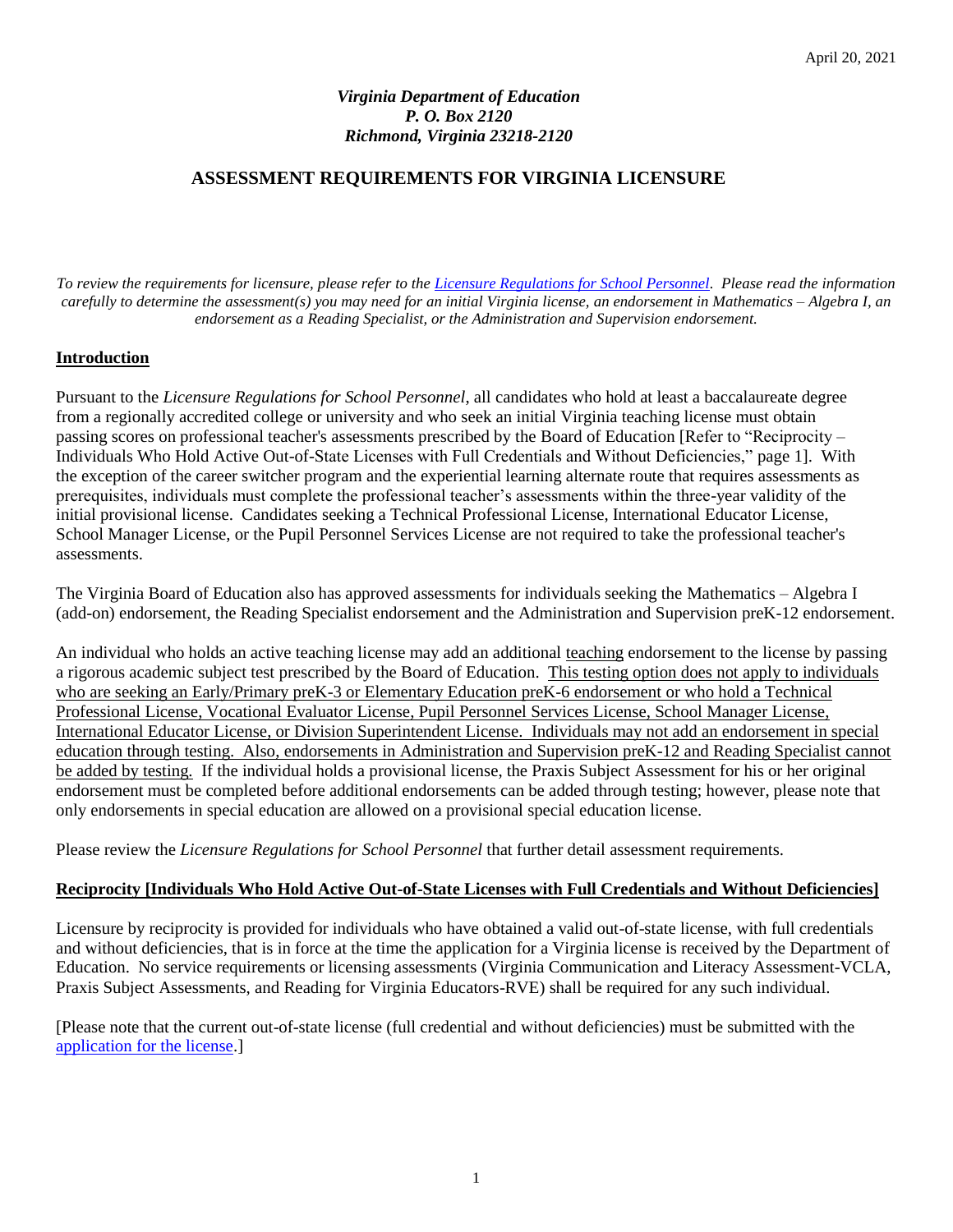April 20, 2021

***Virginia Department of Education***
***P. O. Box 2120***
***Richmond, Virginia 23218-2120***

# ASSESSMENT REQUIREMENTS FOR VIRGINIA LICENSURE

*To review the requirements for licensure, please refer to the [Licensure Regulations for School Personnel](). Please read the information carefully to determine the assessment(s) you may need for an initial Virginia license, an endorsement in Mathematics – Algebra I, an endorsement as a Reading Specialist, or the Administration and Supervision endorsement.*

## Introduction

Pursuant to the *Licensure Regulations for School Personnel,* all candidates who hold at least a baccalaureate degree from a regionally accredited college or university and who seek an initial Virginia teaching license must obtain passing scores on professional teacher's assessments prescribed by the Board of Education [Refer to "Reciprocity – Individuals Who Hold Active Out-of-State Licenses with Full Credentials and Without Deficiencies," page 1]. With the exception of the career switcher program and the experiential learning alternate route that requires assessments as prerequisites, individuals must complete the professional teacher's assessments within the three-year validity of the initial provisional license. Candidates seeking a Technical Professional License, International Educator License, School Manager License, or the Pupil Personnel Services License are not required to take the professional teacher's assessments.

The Virginia Board of Education also has approved assessments for individuals seeking the Mathematics – Algebra I (add-on) endorsement, the Reading Specialist endorsement and the Administration and Supervision preK-12 endorsement.

An individual who holds an active teaching license may add an additional teaching endorsement to the license by passing a rigorous academic subject test prescribed by the Board of Education. This testing option does not apply to individuals who are seeking an Early/Primary preK-3 or Elementary Education preK-6 endorsement or who hold a Technical Professional License, Vocational Evaluator License, Pupil Personnel Services License, School Manager License, International Educator License, or Division Superintendent License. Individuals may not add an endorsement in special education through testing. Also, endorsements in Administration and Supervision preK-12 and Reading Specialist cannot be added by testing. If the individual holds a provisional license, the Praxis Subject Assessment for his or her original endorsement must be completed before additional endorsements can be added through testing; however, please note that only endorsements in special education are allowed on a provisional special education license.

Please review the *Licensure Regulations for School Personnel* that further detail assessment requirements.

## Reciprocity [Individuals Who Hold Active Out-of-State Licenses with Full Credentials and Without Deficiencies]

Licensure by reciprocity is provided for individuals who have obtained a valid out-of-state license, with full credentials and without deficiencies, that is in force at the time the application for a Virginia license is received by the Department of Education. No service requirements or licensing assessments (Virginia Communication and Literacy Assessment-VCLA, Praxis Subject Assessments, and Reading for Virginia Educators-RVE) shall be required for any such individual.

[Please note that the current out-of-state license (full credential and without deficiencies) must be submitted with the [application for the license]().]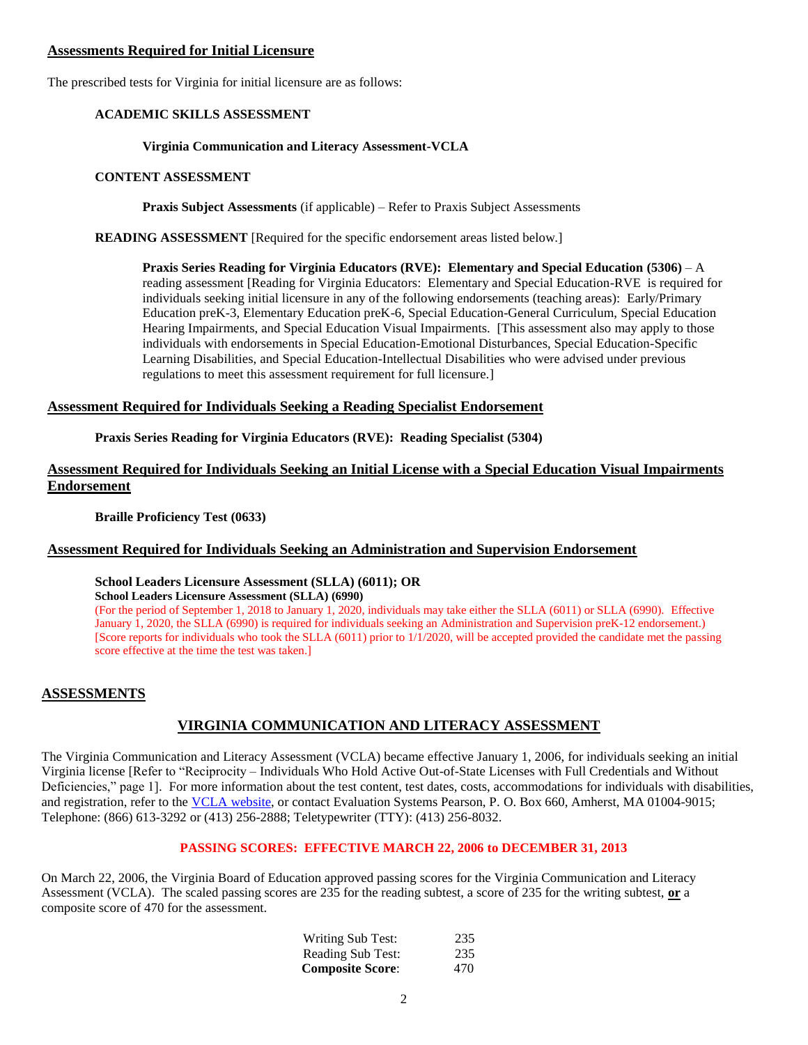## Assessments Required for Initial Licensure

The prescribed tests for Virginia for initial licensure are as follows:

**ACADEMIC SKILLS ASSESSMENT**

**Virginia Communication and Literacy Assessment-VCLA**

**CONTENT ASSESSMENT**

**Praxis Subject Assessments** (if applicable) – Refer to Praxis Subject Assessments

**READING ASSESSMENT** [Required for the specific endorsement areas listed below.]

**Praxis Series Reading for Virginia Educators (RVE): Elementary and Special Education (5306)** – A reading assessment [Reading for Virginia Educators: Elementary and Special Education-RVE is required for individuals seeking initial licensure in any of the following endorsements (teaching areas): Early/Primary Education preK-3, Elementary Education preK-6, Special Education-General Curriculum, Special Education Hearing Impairments, and Special Education Visual Impairments. [This assessment also may apply to those individuals with endorsements in Special Education-Emotional Disturbances, Special Education-Specific Learning Disabilities, and Special Education-Intellectual Disabilities who were advised under previous regulations to meet this assessment requirement for full licensure.]

## Assessment Required for Individuals Seeking a Reading Specialist Endorsement

**Praxis Series Reading for Virginia Educators (RVE): Reading Specialist (5304)**

## Assessment Required for Individuals Seeking an Initial License with a Special Education Visual Impairments Endorsement

**Braille Proficiency Test (0633)**

## Assessment Required for Individuals Seeking an Administration and Supervision Endorsement

**School Leaders Licensure Assessment (SLLA) (6011); OR**
**School Leaders Licensure Assessment (SLLA) (6990)**
(For the period of September 1, 2018 to January 1, 2020, individuals may take either the SLLA (6011) or SLLA (6990). Effective January 1, 2020, the SLLA (6990) is required for individuals seeking an Administration and Supervision preK-12 endorsement.) [Score reports for individuals who took the SLLA (6011) prior to 1/1/2020, will be accepted provided the candidate met the passing score effective at the time the test was taken.]

## ASSESSMENTS

### VIRGINIA COMMUNICATION AND LITERACY ASSESSMENT

The Virginia Communication and Literacy Assessment (VCLA) became effective January 1, 2006, for individuals seeking an initial Virginia license [Refer to "Reciprocity – Individuals Who Hold Active Out-of-State Licenses with Full Credentials and Without Deficiencies," page 1]. For more information about the test content, test dates, costs, accommodations for individuals with disabilities, and registration, refer to the VCLA website, or contact Evaluation Systems Pearson, P. O. Box 660, Amherst, MA 01004-9015; Telephone: (866) 613-3292 or (413) 256-2888; Teletypewriter (TTY): (413) 256-8032.

**PASSING SCORES: EFFECTIVE MARCH 22, 2006 to DECEMBER 31, 2013**

On March 22, 2006, the Virginia Board of Education approved passing scores for the Virginia Communication and Literacy Assessment (VCLA). The scaled passing scores are 235 for the reading subtest, a score of 235 for the writing subtest, **or** a composite score of 470 for the assessment.

| | |
|---|---|
| Writing Sub Test: | 235 |
| Reading Sub Test: | 235 |
| **Composite Score**: | 470 |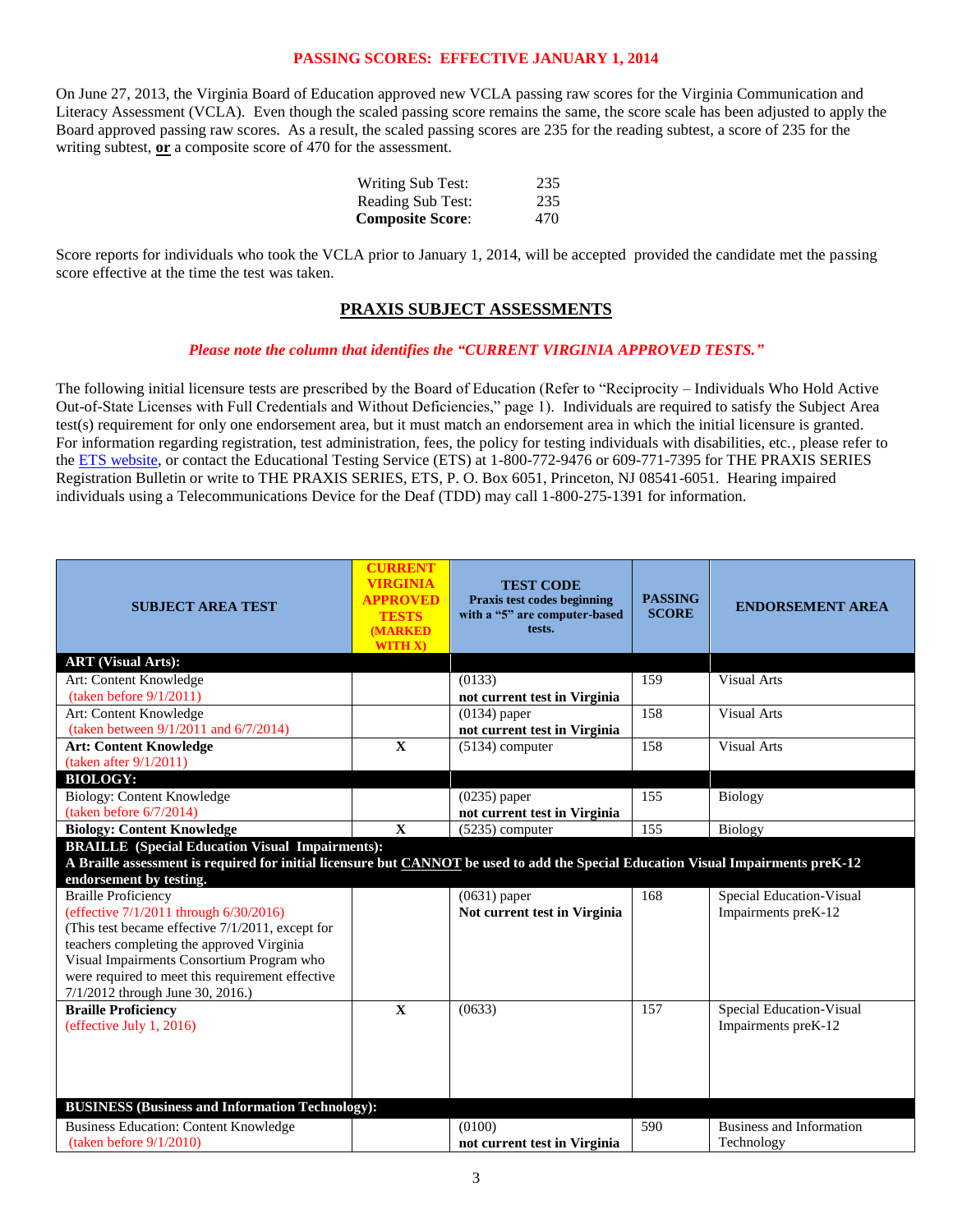**PASSING SCORES: EFFECTIVE JANUARY 1, 2014**

On June 27, 2013, the Virginia Board of Education approved new VCLA passing raw scores for the Virginia Communication and Literacy Assessment (VCLA). Even though the scaled passing score remains the same, the score scale has been adjusted to apply the Board approved passing raw scores. As a result, the scaled passing scores are 235 for the reading subtest, a score of 235 for the writing subtest, **or** a composite score of 470 for the assessment.

| | |
|---|---|
| Writing Sub Test: | 235 |
| Reading Sub Test: | 235 |
| **Composite Score**: | 470 |

Score reports for individuals who took the VCLA prior to January 1, 2014, will be accepted provided the candidate met the passing score effective at the time the test was taken.

## PRAXIS SUBJECT ASSESSMENTS

***Please note the column that identifies the "CURRENT VIRGINIA APPROVED TESTS."***

The following initial licensure tests are prescribed by the Board of Education (Refer to "Reciprocity – Individuals Who Hold Active Out-of-State Licenses with Full Credentials and Without Deficiencies," page 1). Individuals are required to satisfy the Subject Area test(s) requirement for only one endorsement area, but it must match an endorsement area in which the initial licensure is granted. For information regarding registration, test administration, fees, the policy for testing individuals with disabilities, etc., please refer to the ETS website, or contact the Educational Testing Service (ETS) at 1-800-772-9476 or 609-771-7395 for THE PRAXIS SERIES Registration Bulletin or write to THE PRAXIS SERIES, ETS, P. O. Box 6051, Princeton, NJ 08541-6051. Hearing impaired individuals using a Telecommunications Device for the Deaf (TDD) may call 1-800-275-1391 for information.

| SUBJECT AREA TEST | CURRENT VIRGINIA APPROVED TESTS (MARKED WITH X) | TEST CODE Praxis test codes beginning with a "5" are computer-based tests. | PASSING SCORE | ENDORSEMENT AREA |
|---|---|---|---|---|
| **ART (Visual Arts):** | | | | |
| Art: Content Knowledge (taken before 9/1/2011) | | (0133) **not current test in Virginia** | 159 | Visual Arts |
| Art: Content Knowledge (taken between 9/1/2011 and 6/7/2014) | | (0134) paper **not current test in Virginia** | 158 | Visual Arts |
| **Art: Content Knowledge** (taken after 9/1/2011) | X | (5134) computer | 158 | Visual Arts |
| **BIOLOGY:** | | | | |
| Biology: Content Knowledge (taken before 6/7/2014) | | (0235) paper **not current test in Virginia** | 155 | Biology |
| **Biology: Content Knowledge** | X | (5235) computer | 155 | Biology |
| **BRAILLE (Special Education Visual Impairments): A Braille assessment is required for initial licensure but CANNOT be used to add the Special Education Visual Impairments preK-12 endorsement by testing.** | | | | |
| Braille Proficiency (effective 7/1/2011 through 6/30/2016) (This test became effective 7/1/2011, except for teachers completing the approved Virginia Visual Impairments Consortium Program who were required to meet this requirement effective 7/1/2012 through June 30, 2016.) | | (0631) paper **Not current test in Virginia** | 168 | Special Education-Visual Impairments preK-12 |
| **Braille Proficiency** (effective July 1, 2016) | X | (0633) | 157 | Special Education-Visual Impairments preK-12 |
| **BUSINESS (Business and Information Technology):** | | | | |
| Business Education: Content Knowledge (taken before 9/1/2010) | | (0100) **not current test in Virginia** | 590 | Business and Information Technology |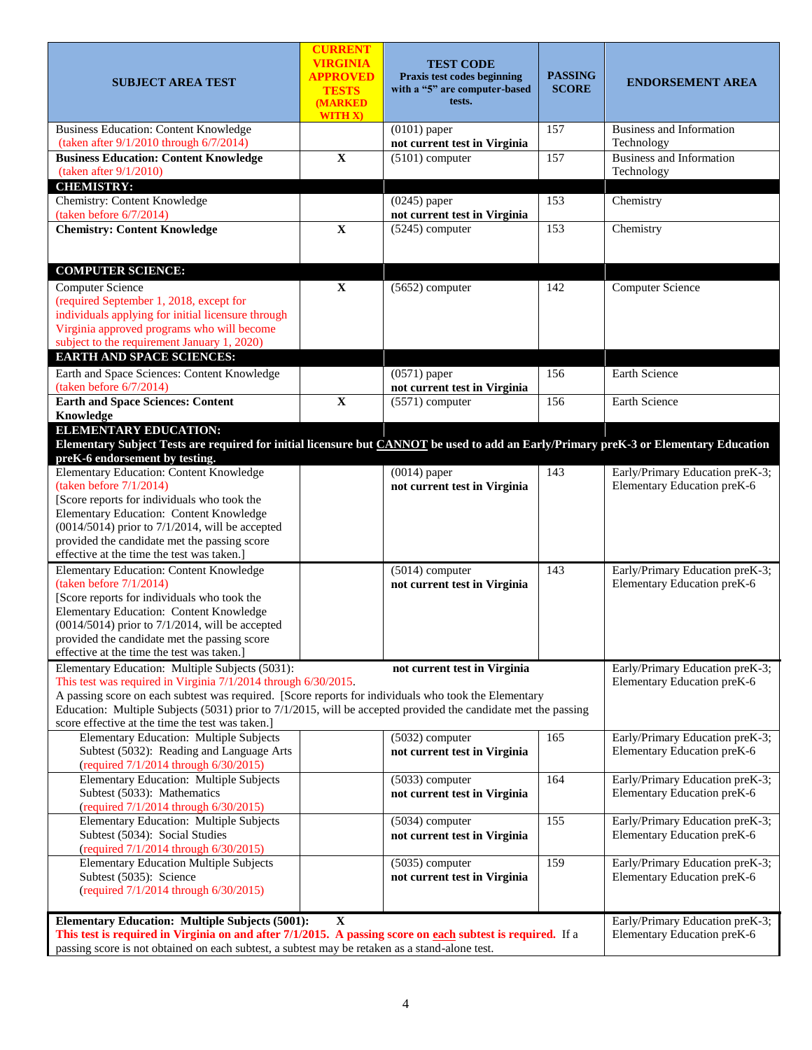| SUBJECT AREA TEST | CURRENT VIRGINIA APPROVED TESTS (MARKED WITH X) | TEST CODE Praxis test codes beginning with a "5" are computer-based tests. | PASSING SCORE | ENDORSEMENT AREA |
|---|---|---|---|---|
| Business Education: Content Knowledge (taken after 9/1/2010 through 6/7/2014) | | (0101) paper **not current test in Virginia** | 157 | Business and Information Technology |
| **Business Education: Content Knowledge** (taken after 9/1/2010) | **X** | (5101) computer | 157 | Business and Information Technology |
| **CHEMISTRY:** | | | | |
| Chemistry: Content Knowledge (taken before 6/7/2014) | | (0245) paper **not current test in Virginia** | 153 | Chemistry |
| **Chemistry: Content Knowledge** | **X** | (5245) computer | 153 | Chemistry |
| **COMPUTER SCIENCE:** | | | | |
| Computer Science (required September 1, 2018, except for individuals applying for initial licensure through Virginia approved programs who will become subject to the requirement January 1, 2020) | **X** | (5652) computer | 142 | Computer Science |
| **EARTH AND SPACE SCIENCES:** | | | | |
| Earth and Space Sciences: Content Knowledge (taken before 6/7/2014) | | (0571) paper **not current test in Virginia** | 156 | Earth Science |
| **Earth and Space Sciences: Content Knowledge** | **X** | (5571) computer | 156 | Earth Science |
| **ELEMENTARY EDUCATION:** **Elementary Subject Tests are required for initial licensure but CANNOT be used to add an Early/Primary preK-3 or Elementary Education preK-6 endorsement by testing.** | | | | |
| Elementary Education: Content Knowledge (taken before 7/1/2014) [Score reports for individuals who took the Elementary Education: Content Knowledge (0014/5014) prior to 7/1/2014, will be accepted provided the candidate met the passing score effective at the time the test was taken.] | | (0014) paper **not current test in Virginia** | 143 | Early/Primary Education preK-3; Elementary Education preK-6 |
| Elementary Education: Content Knowledge (taken before 7/1/2014) [Score reports for individuals who took the Elementary Education: Content Knowledge (0014/5014) prior to 7/1/2014, will be accepted provided the candidate met the passing score effective at the time the test was taken.] | | (5014) computer **not current test in Virginia** | 143 | Early/Primary Education preK-3; Elementary Education preK-6 |
| Elementary Education: Multiple Subjects (5031): This test was required in Virginia 7/1/2014 through 6/30/2015. A passing score on each subtest was required. [Score reports for individuals who took the Elementary Education: Multiple Subjects (5031) prior to 7/1/2015, will be accepted provided the candidate met the passing score effective at the time the test was taken.] | | **not current test in Virginia** | | Early/Primary Education preK-3; Elementary Education preK-6 |
| Elementary Education: Multiple Subjects Subtest (5032): Reading and Language Arts (required 7/1/2014 through 6/30/2015) | | (5032) computer **not current test in Virginia** | 165 | Early/Primary Education preK-3; Elementary Education preK-6 |
| Elementary Education: Multiple Subjects Subtest (5033): Mathematics (required 7/1/2014 through 6/30/2015) | | (5033) computer **not current test in Virginia** | 164 | Early/Primary Education preK-3; Elementary Education preK-6 |
| Elementary Education: Multiple Subjects Subtest (5034): Social Studies (required 7/1/2014 through 6/30/2015) | | (5034) computer **not current test in Virginia** | 155 | Early/Primary Education preK-3; Elementary Education preK-6 |
| Elementary Education Multiple Subjects Subtest (5035): Science (required 7/1/2014 through 6/30/2015) | | (5035) computer **not current test in Virginia** | 159 | Early/Primary Education preK-3; Elementary Education preK-6 |
| **Elementary Education: Multiple Subjects (5001):** **This test is required in Virginia on and after 7/1/2015. A passing score on each subtest is required.** If a passing score is not obtained on each subtest, a subtest may be retaken as a stand-alone test. | **X** | | | Early/Primary Education preK-3; Elementary Education preK-6 |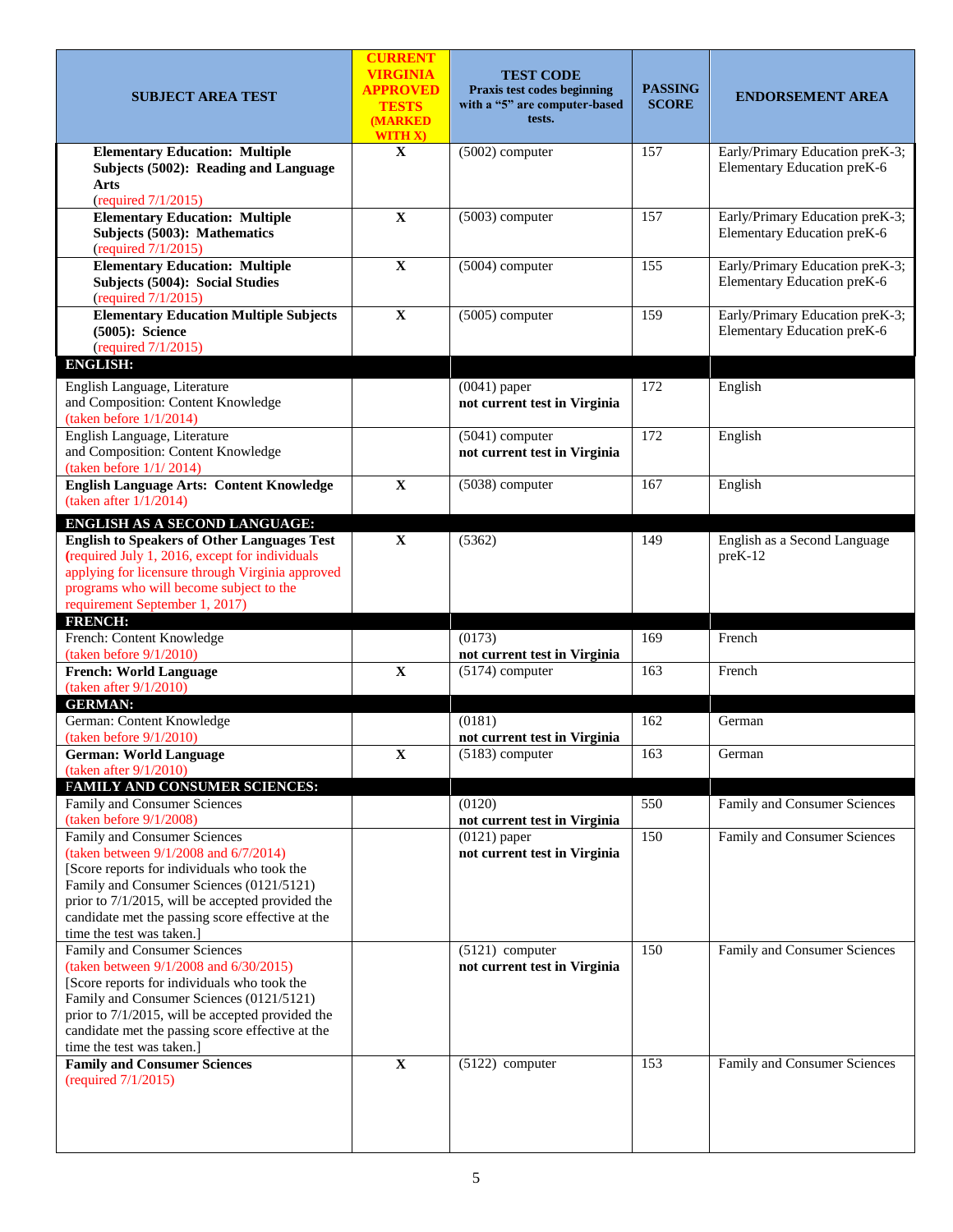| SUBJECT AREA TEST | CURRENT VIRGINIA APPROVED TESTS (MARKED WITH X) | TEST CODE Praxis test codes beginning with a "5" are computer-based tests. | PASSING SCORE | ENDORSEMENT AREA |
|---|---|---|---|---|
| **Elementary Education: Multiple Subjects (5002): Reading and Language Arts** (required 7/1/2015) | X | (5002) computer | 157 | Early/Primary Education preK-3; Elementary Education preK-6 |
| **Elementary Education: Multiple Subjects (5003): Mathematics** (required 7/1/2015) | X | (5003) computer | 157 | Early/Primary Education preK-3; Elementary Education preK-6 |
| **Elementary Education: Multiple Subjects (5004): Social Studies** (required 7/1/2015) | X | (5004) computer | 155 | Early/Primary Education preK-3; Elementary Education preK-6 |
| **Elementary Education Multiple Subjects (5005): Science** (required 7/1/2015) | X | (5005) computer | 159 | Early/Primary Education preK-3; Elementary Education preK-6 |
| **ENGLISH:** | | | | |
| English Language, Literature and Composition: Content Knowledge (taken before 1/1/2014) | | (0041) paper **not current test in Virginia** | 172 | English |
| English Language, Literature and Composition: Content Knowledge (taken before 1/1/ 2014) | | (5041) computer **not current test in Virginia** | 172 | English |
| **English Language Arts: Content Knowledge** (taken after 1/1/2014) | X | (5038) computer | 167 | English |
| **ENGLISH AS A SECOND LANGUAGE:** | | | | |
| **English to Speakers of Other Languages Test** (required July 1, 2016, except for individuals applying for licensure through Virginia approved programs who will become subject to the requirement September 1, 2017) | X | (5362) | 149 | English as a Second Language preK-12 |
| **FRENCH:** | | | | |
| French: Content Knowledge (taken before 9/1/2010) | | (0173) **not current test in Virginia** | 169 | French |
| **French: World Language** (taken after 9/1/2010) | X | (5174) computer | 163 | French |
| **GERMAN:** | | | | |
| German: Content Knowledge (taken before 9/1/2010) | | (0181) **not current test in Virginia** | 162 | German |
| **German: World Language** (taken after 9/1/2010) | X | (5183) computer | 163 | German |
| **FAMILY AND CONSUMER SCIENCES:** | | | | |
| Family and Consumer Sciences (taken before 9/1/2008) | | (0120) **not current test in Virginia** | 550 | Family and Consumer Sciences |
| Family and Consumer Sciences (taken between 9/1/2008 and 6/7/2014) [Score reports for individuals who took the Family and Consumer Sciences (0121/5121) prior to 7/1/2015, will be accepted provided the candidate met the passing score effective at the time the test was taken.] | | (0121) paper **not current test in Virginia** | 150 | Family and Consumer Sciences |
| Family and Consumer Sciences (taken between 9/1/2008 and 6/30/2015) [Score reports for individuals who took the Family and Consumer Sciences (0121/5121) prior to 7/1/2015, will be accepted provided the candidate met the passing score effective at the time the test was taken.] | | (5121) computer **not current test in Virginia** | 150 | Family and Consumer Sciences |
| **Family and Consumer Sciences** (required 7/1/2015) | X | (5122) computer | 153 | Family and Consumer Sciences |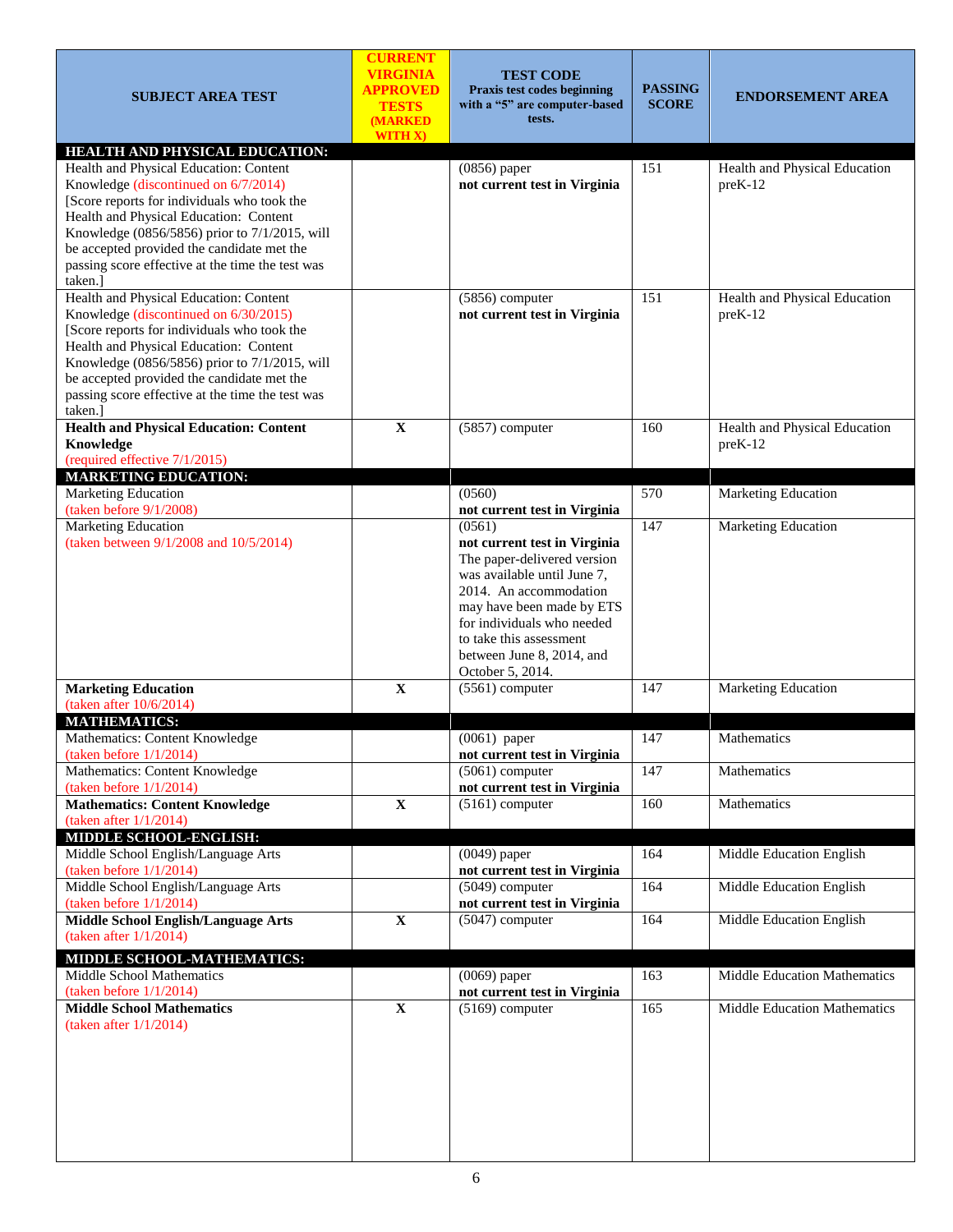| SUBJECT AREA TEST | CURRENT VIRGINIA APPROVED TESTS (MARKED WITH X) | TEST CODE Praxis test codes beginning with a "5" are computer-based tests. | PASSING SCORE | ENDORSEMENT AREA |
|---|---|---|---|---|
| **HEALTH AND PHYSICAL EDUCATION:** | | | | |
| Health and Physical Education: Content Knowledge (discontinued on 6/7/2014) [Score reports for individuals who took the Health and Physical Education: Content Knowledge (0856/5856) prior to 7/1/2015, will be accepted provided the candidate met the passing score effective at the time the test was taken.] | | (0856) paper **not current test in Virginia** | 151 | Health and Physical Education preK-12 |
| Health and Physical Education: Content Knowledge (discontinued on 6/30/2015) [Score reports for individuals who took the Health and Physical Education: Content Knowledge (0856/5856) prior to 7/1/2015, will be accepted provided the candidate met the passing score effective at the time the test was taken.] | | (5856) computer **not current test in Virginia** | 151 | Health and Physical Education preK-12 |
| **Health and Physical Education: Content Knowledge** (required effective 7/1/2015) | **X** | (5857) computer | 160 | Health and Physical Education preK-12 |
| **MARKETING EDUCATION:** | | | | |
| Marketing Education (taken before 9/1/2008) | | (0560) **not current test in Virginia** | 570 | Marketing Education |
| Marketing Education (taken between 9/1/2008 and 10/5/2014) | | (0561) **not current test in Virginia** The paper-delivered version was available until June 7, 2014. An accommodation may have been made by ETS for individuals who needed to take this assessment between June 8, 2014, and October 5, 2014. | 147 | Marketing Education |
| **Marketing Education** (taken after 10/6/2014) | **X** | (5561) computer | 147 | Marketing Education |
| **MATHEMATICS:** | | | | |
| Mathematics: Content Knowledge (taken before 1/1/2014) | | (0061) paper **not current test in Virginia** | 147 | Mathematics |
| Mathematics: Content Knowledge (taken before 1/1/2014) | | (5061) computer **not current test in Virginia** | 147 | Mathematics |
| **Mathematics: Content Knowledge** (taken after 1/1/2014) | **X** | (5161) computer | 160 | Mathematics |
| **MIDDLE SCHOOL-ENGLISH:** | | | | |
| Middle School English/Language Arts (taken before 1/1/2014) | | (0049) paper **not current test in Virginia** | 164 | Middle Education English |
| Middle School English/Language Arts (taken before 1/1/2014) | | (5049) computer **not current test in Virginia** | 164 | Middle Education English |
| **Middle School English/Language Arts** (taken after 1/1/2014) | **X** | (5047) computer | 164 | Middle Education English |
| **MIDDLE SCHOOL-MATHEMATICS:** | | | | |
| Middle School Mathematics (taken before 1/1/2014) | | (0069) paper **not current test in Virginia** | 163 | Middle Education Mathematics |
| **Middle School Mathematics** (taken after 1/1/2014) | **X** | (5169) computer | 165 | Middle Education Mathematics |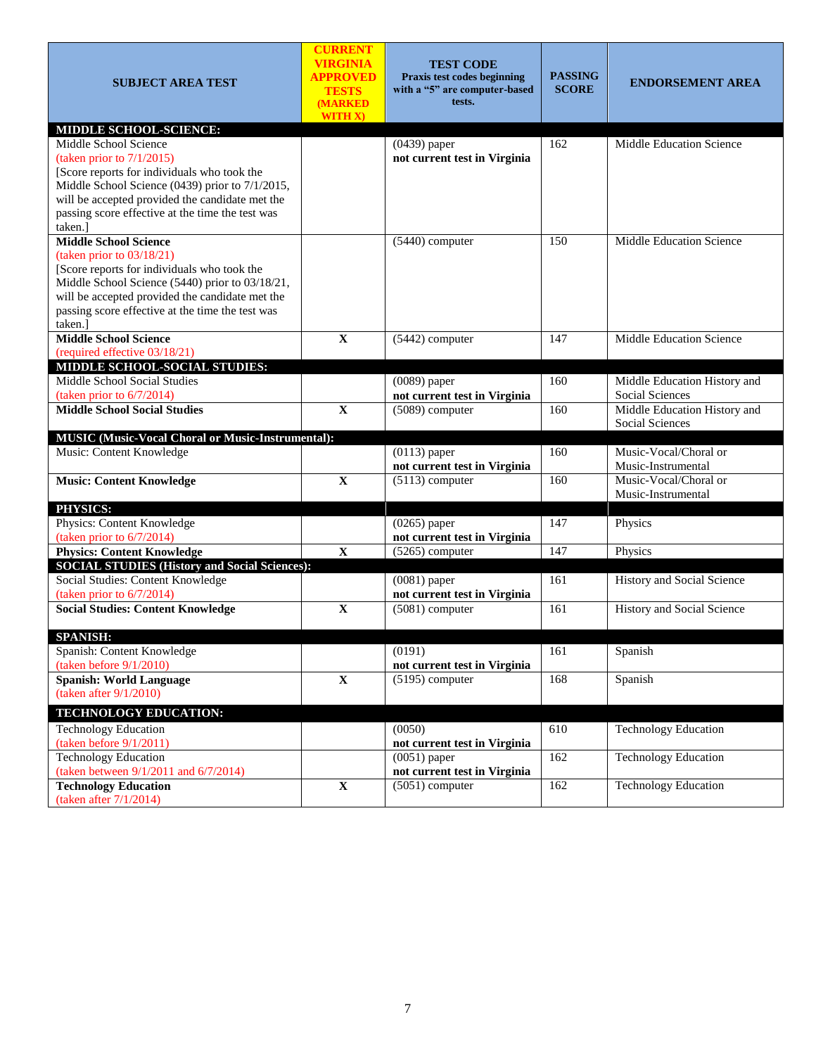| SUBJECT AREA TEST | CURRENT VIRGINIA APPROVED TESTS (MARKED WITH X) | TEST CODE Praxis test codes beginning with a "5" are computer-based tests. | PASSING SCORE | ENDORSEMENT AREA |
|---|---|---|---|---|
| **MIDDLE SCHOOL-SCIENCE:** | | | | |
| Middle School Science (taken prior to 7/1/2015) [Score reports for individuals who took the Middle School Science (0439) prior to 7/1/2015, will be accepted provided the candidate met the passing score effective at the time the test was taken.] | | (0439) paper **not current test in Virginia** | 162 | Middle Education Science |
| **Middle School Science** (taken prior to 03/18/21) [Score reports for individuals who took the Middle School Science (5440) prior to 03/18/21, will be accepted provided the candidate met the passing score effective at the time the test was taken.] | | (5440) computer | 150 | Middle Education Science |
| **Middle School Science** (required effective 03/18/21) | **X** | (5442) computer | 147 | Middle Education Science |
| **MIDDLE SCHOOL-SOCIAL STUDIES:** | | | | |
| Middle School Social Studies (taken prior to 6/7/2014) | | (0089) paper **not current test in Virginia** | 160 | Middle Education History and Social Sciences |
| **Middle School Social Studies** | **X** | (5089) computer | 160 | Middle Education History and Social Sciences |
| **MUSIC (Music-Vocal Choral or Music-Instrumental):** | | | | |
| Music: Content Knowledge | | (0113) paper **not current test in Virginia** | 160 | Music-Vocal/Choral or Music-Instrumental |
| **Music: Content Knowledge** | **X** | (5113) computer | 160 | Music-Vocal/Choral or Music-Instrumental |
| **PHYSICS:** | | | | |
| Physics: Content Knowledge (taken prior to 6/7/2014) | | (0265) paper **not current test in Virginia** | 147 | Physics |
| **Physics: Content Knowledge** | **X** | (5265) computer | 147 | Physics |
| **SOCIAL STUDIES (History and Social Sciences):** | | | | |
| Social Studies: Content Knowledge (taken prior to 6/7/2014) | | (0081) paper **not current test in Virginia** | 161 | History and Social Science |
| **Social Studies: Content Knowledge** | **X** | (5081) computer | 161 | History and Social Science |
| **SPANISH:** | | | | |
| Spanish: Content Knowledge (taken before 9/1/2010) | | (0191) **not current test in Virginia** | 161 | Spanish |
| **Spanish: World Language** (taken after 9/1/2010) | **X** | (5195) computer | 168 | Spanish |
| **TECHNOLOGY EDUCATION:** | | | | |
| Technology Education (taken before 9/1/2011) | | (0050) **not current test in Virginia** | 610 | Technology Education |
| Technology Education (taken between 9/1/2011 and 6/7/2014) | | (0051) paper **not current test in Virginia** | 162 | Technology Education |
| **Technology Education** (taken after 7/1/2014) | **X** | (5051) computer | 162 | Technology Education |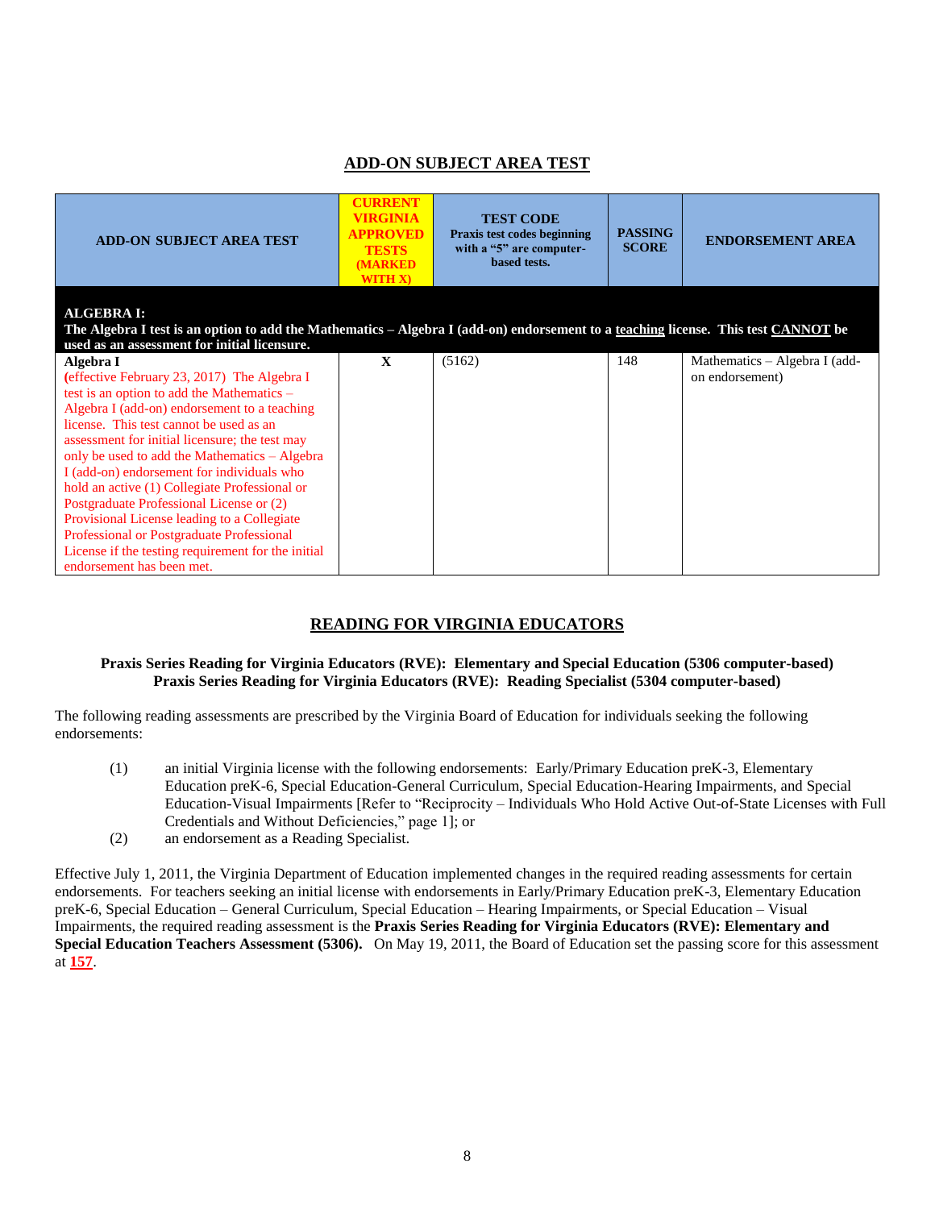## ADD-ON SUBJECT AREA TEST

| ADD-ON SUBJECT AREA TEST | CURRENT VIRGINIA APPROVED TESTS (MARKED WITH X) | TEST CODE Praxis test codes beginning with a "5" are computer-based tests. | PASSING SCORE | ENDORSEMENT AREA |
|---|---|---|---|---|
| **ALGEBRA I: The Algebra I test is an option to add the Mathematics – Algebra I (add-on) endorsement to a teaching license. This test CANNOT be used as an assessment for initial licensure.** | | | | |
| **Algebra I** (effective February 23, 2017) The Algebra I test is an option to add the Mathematics – Algebra I (add-on) endorsement to a teaching license. This test cannot be used as an assessment for initial licensure; the test may only be used to add the Mathematics – Algebra I (add-on) endorsement for individuals who hold an active (1) Collegiate Professional or Postgraduate Professional License or (2) Provisional License leading to a Collegiate Professional or Postgraduate Professional License if the testing requirement for the initial endorsement has been met. | X | (5162) | 148 | Mathematics – Algebra I (add-on endorsement) |

## READING FOR VIRGINIA EDUCATORS

**Praxis Series Reading for Virginia Educators (RVE): Elementary and Special Education (5306 computer-based)**
**Praxis Series Reading for Virginia Educators (RVE): Reading Specialist (5304 computer-based)**

The following reading assessments are prescribed by the Virginia Board of Education for individuals seeking the following endorsements:

(1) an initial Virginia license with the following endorsements: Early/Primary Education preK-3, Elementary Education preK-6, Special Education-General Curriculum, Special Education-Hearing Impairments, and Special Education-Visual Impairments [Refer to "Reciprocity – Individuals Who Hold Active Out-of-State Licenses with Full Credentials and Without Deficiencies," page 1]; or

(2) an endorsement as a Reading Specialist.

Effective July 1, 2011, the Virginia Department of Education implemented changes in the required reading assessments for certain endorsements. For teachers seeking an initial license with endorsements in Early/Primary Education preK-3, Elementary Education preK-6, Special Education – General Curriculum, Special Education – Hearing Impairments, or Special Education – Visual Impairments, the required reading assessment is the **Praxis Series Reading for Virginia Educators (RVE): Elementary and Special Education Teachers Assessment (5306).** On May 19, 2011, the Board of Education set the passing score for this assessment at **157**.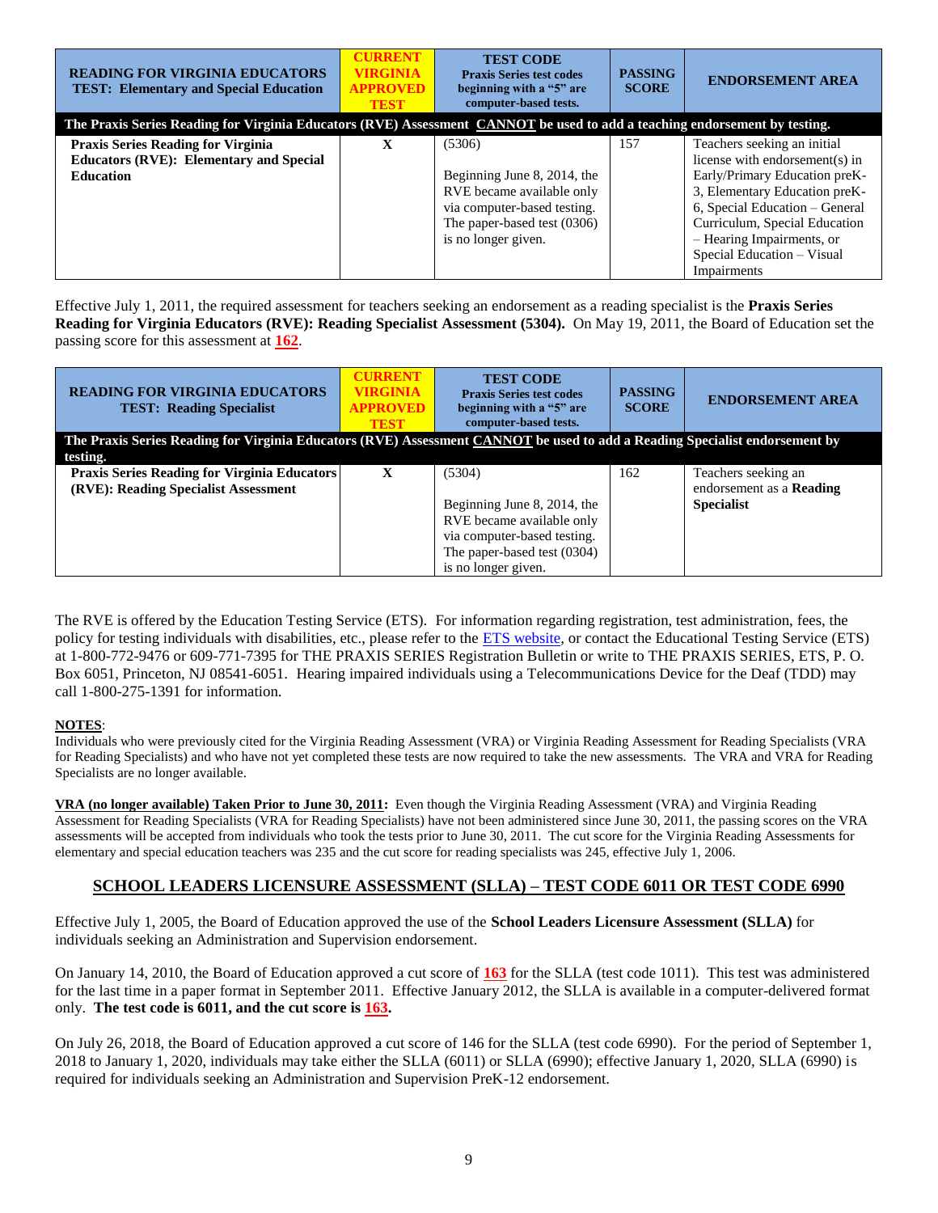| READING FOR VIRGINIA EDUCATORS TEST: Elementary and Special Education | CURRENT VIRGINIA APPROVED TEST | TEST CODE Praxis Series test codes beginning with a "5" are computer-based tests. | PASSING SCORE | ENDORSEMENT AREA |
|---|---|---|---|---|
| **The Praxis Series Reading for Virginia Educators (RVE) Assessment CANNOT be used to add a teaching endorsement by testing.** | | | | |
| **Praxis Series Reading for Virginia Educators (RVE): Elementary and Special Education** | **X** | (5306) Beginning June 8, 2014, the RVE became available only via computer-based testing. The paper-based test (0306) is no longer given. | 157 | Teachers seeking an initial license with endorsement(s) in Early/Primary Education preK-3, Elementary Education preK-6, Special Education – General Curriculum, Special Education – Hearing Impairments, or Special Education – Visual Impairments |

Effective July 1, 2011, the required assessment for teachers seeking an endorsement as a reading specialist is the **Praxis Series Reading for Virginia Educators (RVE): Reading Specialist Assessment (5304).** On May 19, 2011, the Board of Education set the passing score for this assessment at **162**.

| READING FOR VIRGINIA EDUCATORS TEST: Reading Specialist | CURRENT VIRGINIA APPROVED TEST | TEST CODE Praxis Series test codes beginning with a "5" are computer-based tests. | PASSING SCORE | ENDORSEMENT AREA |
|---|---|---|---|---|
| **The Praxis Series Reading for Virginia Educators (RVE) Assessment CANNOT be used to add a Reading Specialist endorsement by testing.** | | | | |
| **Praxis Series Reading for Virginia Educators (RVE): Reading Specialist Assessment** | **X** | (5304) Beginning June 8, 2014, the RVE became available only via computer-based testing. The paper-based test (0304) is no longer given. | 162 | Teachers seeking an endorsement as a **Reading Specialist** |

The RVE is offered by the Education Testing Service (ETS). For information regarding registration, test administration, fees, the policy for testing individuals with disabilities, etc., please refer to the ETS website, or contact the Educational Testing Service (ETS) at 1-800-772-9476 or 609-771-7395 for THE PRAXIS SERIES Registration Bulletin or write to THE PRAXIS SERIES, ETS, P. O. Box 6051, Princeton, NJ 08541-6051. Hearing impaired individuals using a Telecommunications Device for the Deaf (TDD) may call 1-800-275-1391 for information.

**NOTES**:

Individuals who were previously cited for the Virginia Reading Assessment (VRA) or Virginia Reading Assessment for Reading Specialists (VRA for Reading Specialists) and who have not yet completed these tests are now required to take the new assessments. The VRA and VRA for Reading Specialists are no longer available.

**VRA (no longer available) Taken Prior to June 30, 2011:** Even though the Virginia Reading Assessment (VRA) and Virginia Reading Assessment for Reading Specialists (VRA for Reading Specialists) have not been administered since June 30, 2011, the passing scores on the VRA assessments will be accepted from individuals who took the tests prior to June 30, 2011. The cut score for the Virginia Reading Assessments for elementary and special education teachers was 235 and the cut score for reading specialists was 245, effective July 1, 2006.

## SCHOOL LEADERS LICENSURE ASSESSMENT (SLLA) – TEST CODE 6011 OR TEST CODE 6990

Effective July 1, 2005, the Board of Education approved the use of the **School Leaders Licensure Assessment (SLLA)** for individuals seeking an Administration and Supervision endorsement.

On January 14, 2010, the Board of Education approved a cut score of **163** for the SLLA (test code 1011). This test was administered for the last time in a paper format in September 2011. Effective January 2012, the SLLA is available in a computer-delivered format only. **The test code is 6011, and the cut score is 163.**

On July 26, 2018, the Board of Education approved a cut score of 146 for the SLLA (test code 6990). For the period of September 1, 2018 to January 1, 2020, individuals may take either the SLLA (6011) or SLLA (6990); effective January 1, 2020, SLLA (6990) is required for individuals seeking an Administration and Supervision PreK-12 endorsement.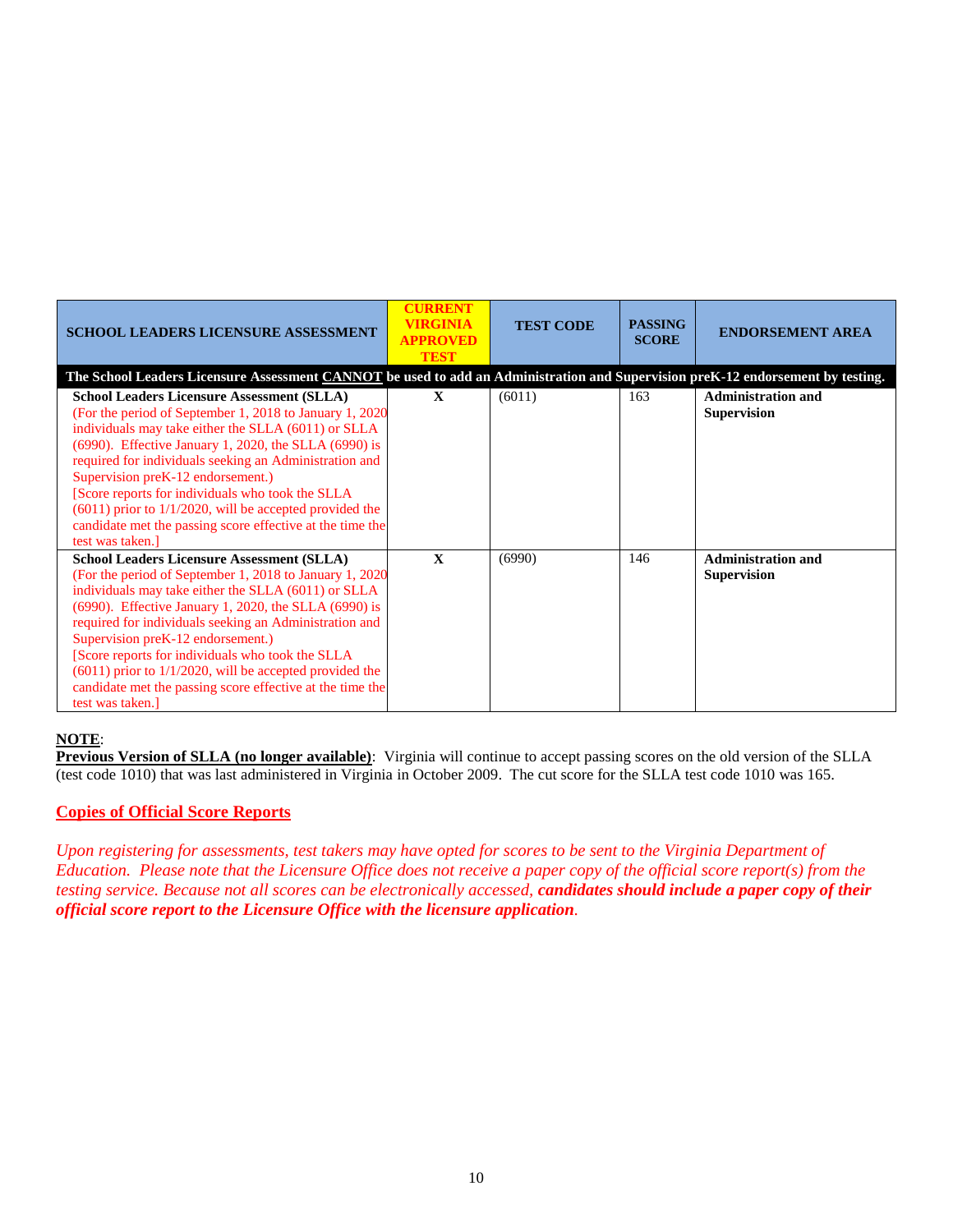| SCHOOL LEADERS LICENSURE ASSESSMENT | CURRENT VIRGINIA APPROVED TEST | TEST CODE | PASSING SCORE | ENDORSEMENT AREA |
|---|---|---|---|---|
| **The School Leaders Licensure Assessment CANNOT be used to add an Administration and Supervision preK-12 endorsement by testing.** | | | | |
| **School Leaders Licensure Assessment (SLLA)** (For the period of September 1, 2018 to January 1, 2020 individuals may take either the SLLA (6011) or SLLA (6990). Effective January 1, 2020, the SLLA (6990) is required for individuals seeking an Administration and Supervision preK-12 endorsement.) [Score reports for individuals who took the SLLA (6011) prior to 1/1/2020, will be accepted provided the candidate met the passing score effective at the time the test was taken.] | **X** | (6011) | 163 | **Administration and Supervision** |
| **School Leaders Licensure Assessment (SLLA)** (For the period of September 1, 2018 to January 1, 2020 individuals may take either the SLLA (6011) or SLLA (6990). Effective January 1, 2020, the SLLA (6990) is required for individuals seeking an Administration and Supervision preK-12 endorsement.) [Score reports for individuals who took the SLLA (6011) prior to 1/1/2020, will be accepted provided the candidate met the passing score effective at the time the test was taken.] | **X** | (6990) | 146 | **Administration and Supervision** |

**NOTE**:
**Previous Version of SLLA (no longer available)**: Virginia will continue to accept passing scores on the old version of the SLLA (test code 1010) that was last administered in Virginia in October 2009. The cut score for the SLLA test code 1010 was 165.

**Copies of Official Score Reports**

*Upon registering for assessments, test takers may have opted for scores to be sent to the Virginia Department of Education. Please note that the Licensure Office does not receive a paper copy of the official score report(s) from the testing service. Because not all scores can be electronically accessed,* ***candidates should include a paper copy of their official score report to the Licensure Office with the licensure application****.*